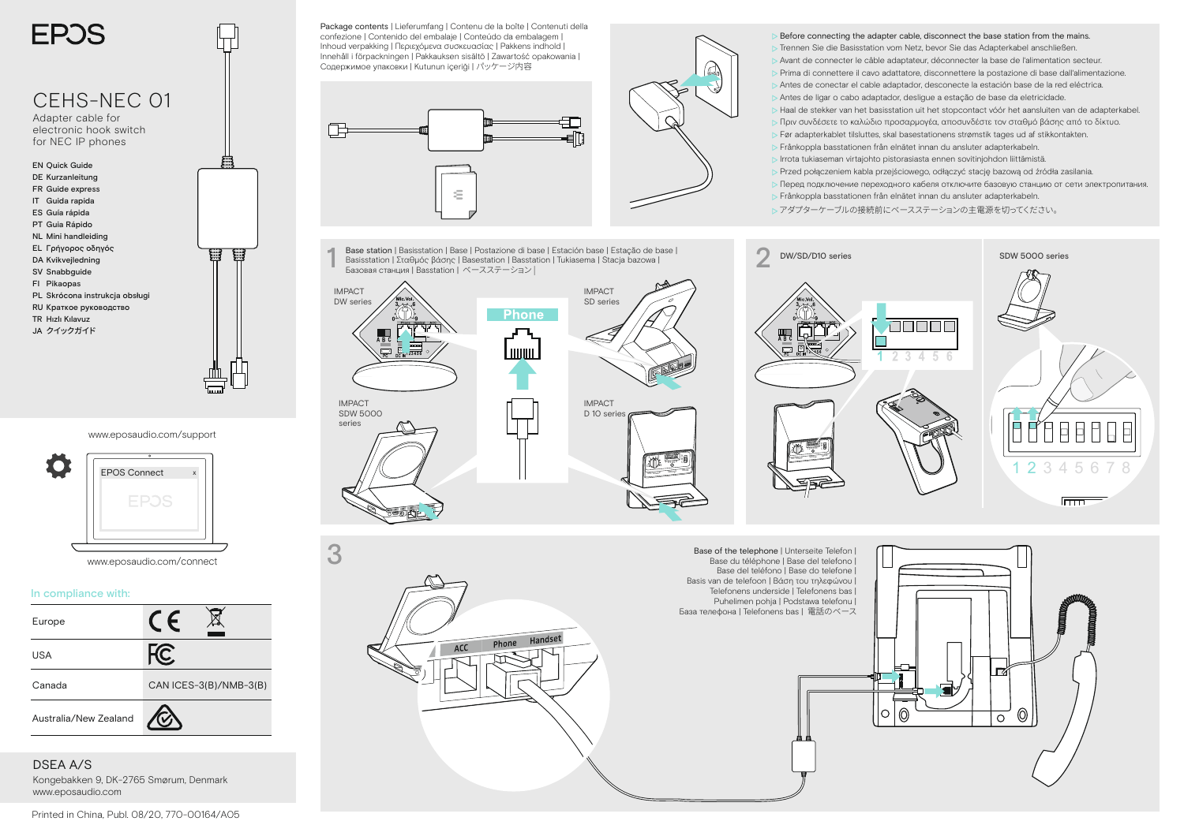# EPOS

## CEHS-NEC 01

Adapter cable for electronic hook switch for NEC IP phones

- EN Quick Guide
- DE Kurzanleitung
- FR Guide express
- IT Guida rapida
- ES Guía rápida
- PT Guia Rápido
- NL Mini handleiding
- EL Γρήγορος οδηγός
- DA Kvikvejledning
- SV Snabbguide
- FI Pikaopas
- PL Skrócona instrukcja obsługi
- RU Краткое руководство
- TR Hızlı Kılavuz
- JA クイックガイド

www.eposaudio.com/support

EPOS Connect

www.eposaudio.com/connect

In compliance with:

| | |
|---|---|
| Europe | CE |
| USA | FC |
| Canada | CAN ICES-3(B)/NMB-3(B) |
| Australia/New Zealand | |

DSEA A/S
Kongebakken 9, DK-2765 Smørum, Denmark
www.eposaudio.com

Printed in China, Publ. 08/20, 770-00164/A05

Package contents | Lieferumfang | Contenu de la boîte | Contenuti della confezione | Contenido del embalaje | Conteúdo da embalagem | Inhoud verpakking | Περιεχόμενα συσκευασίας | Pakkens indhold | Innehåll i förpackningen | Pakkauksen sisältö | Zawartość opakowania | Содержимое упаковки | Kutunun içeriği | パッケージ内容

- Before connecting the adapter cable, disconnect the base station from the mains.
- Trennen Sie die Basisstation vom Netz, bevor Sie das Adapterkabel anschließen.
- Avant de connecter le câble adaptateur, déconnecter la base de l'alimentation secteur.
- Prima di connettere il cavo adattatore, disconnettere la postazione di base dall'alimentazione.
- Antes de conectar el cable adaptador, desconecte la estación base de la red eléctrica.
- Antes de ligar o cabo adaptador, desligue a estação de base da eletricidade.
- Haal de stekker van het basisstation uit het stopcontact vóór het aansluiten van de adapterkabel.
- Πριν συνδέσετε το καλώδιο προσαρμογέα, αποσυνδέστε τον σταθμό βάσης από το δίκτυο.
- Før adapterkablet tilsluttes, skal basestationens strømstik tages ud af stikkontakten.
- Frånkoppla basstationen från elnätet innan du ansluter adapterkabeln.
- Irrota tukiaseman virtajohto pistorasiasta ennen sovitinjohdon liittämistä.
- Przed połączeniem kabla przejściowego, odłączyć stację bazową od źródła zasilania.
- Перед подключением переходного кабеля отключите базовую станцию от сети электропитания.
- Frånkoppla basstationen från elnätet innan du ansluter adapterkabeln.
- アダプターケーブルの接続前にベースステーションの主電源を切ってください。

**1** Base station | Basisstation | Base | Postazione di base | Estación base | Estação de base | Basisstation | Σταθμός βάσης | Basestation | Basstation | Tukiasema | Stacja bazowa | Базовая станция | Basstation | ベースステーション |

IMPACT DW series

IMPACT SD series

Phone

IMPACT SDW 5000 series

IMPACT D 10 series

**2** DW/SD/D10 series

SDW 5000 series

**3** Base of the telephone | Unterseite Telefon | Base du téléphone | Base del telefono | Base del teléfono | Base do telefone | Basis van de telefoon | Βάση του τηλεφώνου | Telefonens underside | Telefonens bas | Puhelimen pohja | Podstawa telefonu | База телефона | Telefonens bas | 電話のベース

ACC Phone Handset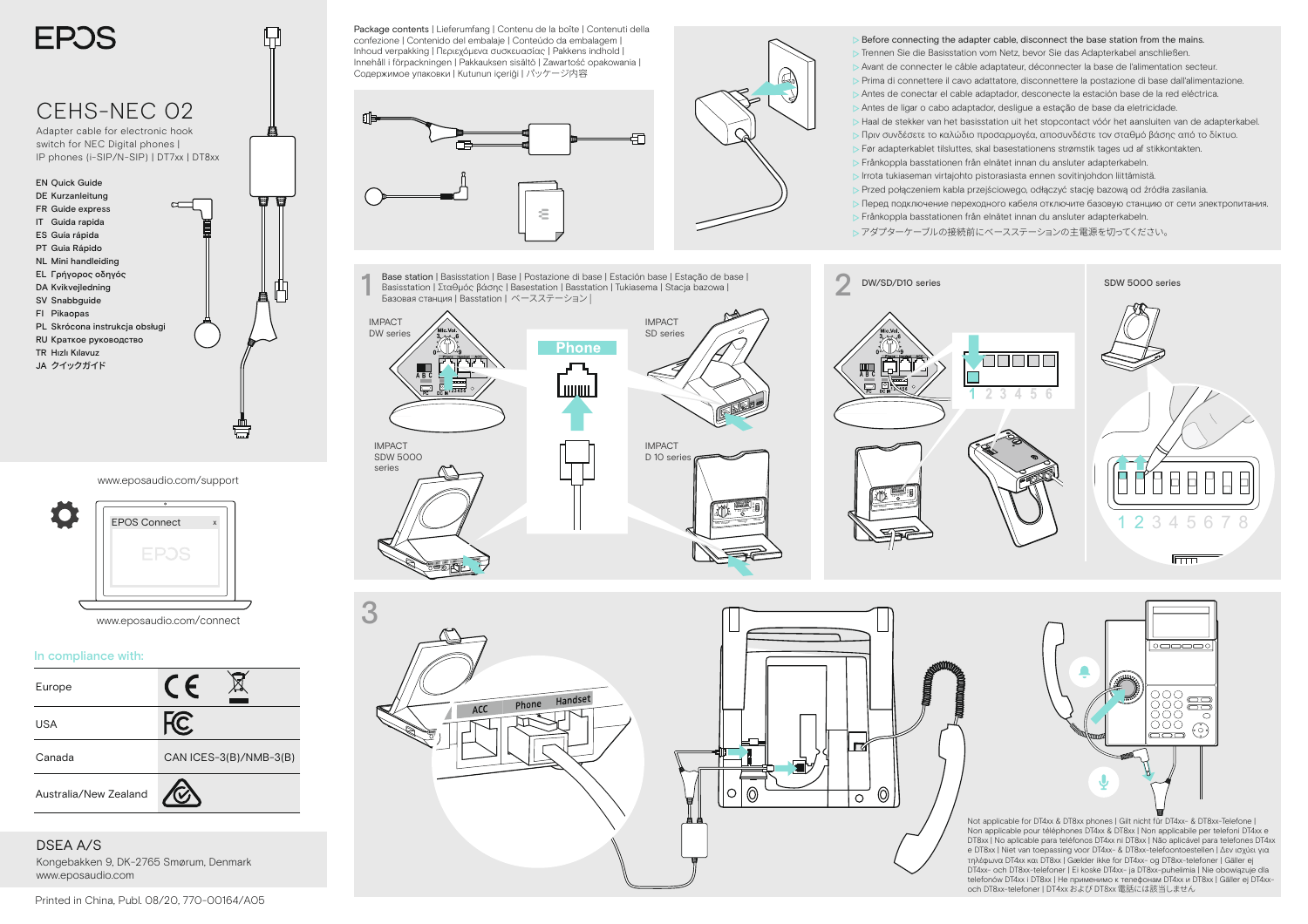# EPOS

## CEHS-NEC 02

Adapter cable for electronic hook switch for NEC Digital phones | IP phones (i-SIP/N-SIP) | DT7xx | DT8xx

EN Quick Guide
DE Kurzanleitung
FR Guide express
IT Guida rapida
ES Guía rápida
PT Guia Rápido
NL Mini handleiding
EL Γρήγορος οδηγός
DA Kvikvejledning
SV Snabbguide
FI Pikaopas
PL Skrócona instrukcja obsługi
RU Краткое руководство
TR Hızlı Kılavuz
JA クイックガイド

www.eposaudio.com/support

EPOS Connect

www.eposaudio.com/connect

In compliance with:

| | |
|---|---|
| Europe | CE |
| USA | FC |
| Canada | CAN ICES-3(B)/NMB-3(B) |
| Australia/New Zealand | |

DSEA A/S
Kongebakken 9, DK-2765 Smørum, Denmark
www.eposaudio.com

Printed in China, Publ. 08/20, 770-00164/A05

Package contents | Lieferumfang | Contenu de la boîte | Contenuti della confezione | Contenido del embalaje | Conteúdo da embalagem | Inhoud verpakking | Περιεχόμενα συσκευασίας | Pakkens indhold | Innehåll i förpackningen | Pakkauksen sisältö | Zawartość opakowania | Содержимое упаковки | Kutunun içeriği | パッケージ内容

- Before connecting the adapter cable, disconnect the base station from the mains.
- Trennen Sie die Basisstation vom Netz, bevor Sie das Adapterkabel anschließen.
- Avant de connecter le câble adaptateur, déconnecter la base de l'alimentation secteur.
- Prima di connettere il cavo adattatore, disconnettere la postazione di base dall'alimentazione.
- Antes de conectar el cable adaptador, desconecte la estación base de la red eléctrica.
- Antes de ligar o cabo adaptador, desligue a estação de base da eletricidade.
- Haal de stekker van het basisstation uit het stopcontact vóór het aansluiten van de adapterkabel.
- Πριν συνδέσετε το καλώδιο προσαρμογέα, αποσυνδέστε τον σταθμό βάσης από το δίκτυο.
- Før adapterkablet tilsluttes, skal basestationens strømstik tages ud af stikkontakten.
- Frånkoppla basstationen från elnätet innan du ansluter adapterkabeln.
- Irrota tukiaseman virtajohto pistorasiasta ennen sovitinjohdon liittämistä.
- Przed połączeniem kabla przejściowego, odłączyć stację bazową od źródła zasilania.
- Перед подключением переходного кабеля отключите базовую станцию от сети электропитания.
- Frånkoppla basstationen från elnätet innan du ansluter adapterkabeln.
- アダプターケーブルの接続前にベースステーションの主電源を切ってください。

**1** Base station | Basisstation | Base | Postazione di base | Estación base | Estação de base | Basisstation | Σταθμός βάσης | Basestation | Basstation | Tukiasema | Stacja bazowa | Базовая станция | Basstation | ベースステーション |

IMPACT DW series

IMPACT SD series

Phone

IMPACT SDW 5000 series

IMPACT D 10 series

**2** DW/SD/D10 series

1 2 3 4 5 6

SDW 5000 series

1 2 3 4 5 6 7 8

**3**

ACC Phone Handset

Not applicable for DT4xx & DT8xx phones | Gilt nicht für DT4xx- & DT8xx-Telefone | Non applicable pour téléphones DT4xx & DT8xx | Non applicabile per telefoni DT4xx e DT8xx | No aplicable para teléfonos DT4xx ni DT8xx | Não aplicável para telefones DT4xx e DT8xx | Niet van toepassing voor DT4xx- & DT8xx-telefoontoestellen | Δεν ισχύει για τηλέφωνα DT4xx και DT8xx | Gælder ikke for DT4xx- og DT8xx-telefoner | Gäller ej DT4xx- och DT8xx-telefoner | Ei koske DT4xx- ja DT8xx-puhelimia | Nie obowiązuje dla telefonów DT4xx i DT8xx | Не применимо к телефонам DT4xx и DT8xx | Gäller ej DT4xx- och DT8xx-telefoner | DT4xx および DT8xx 電話には該当しません